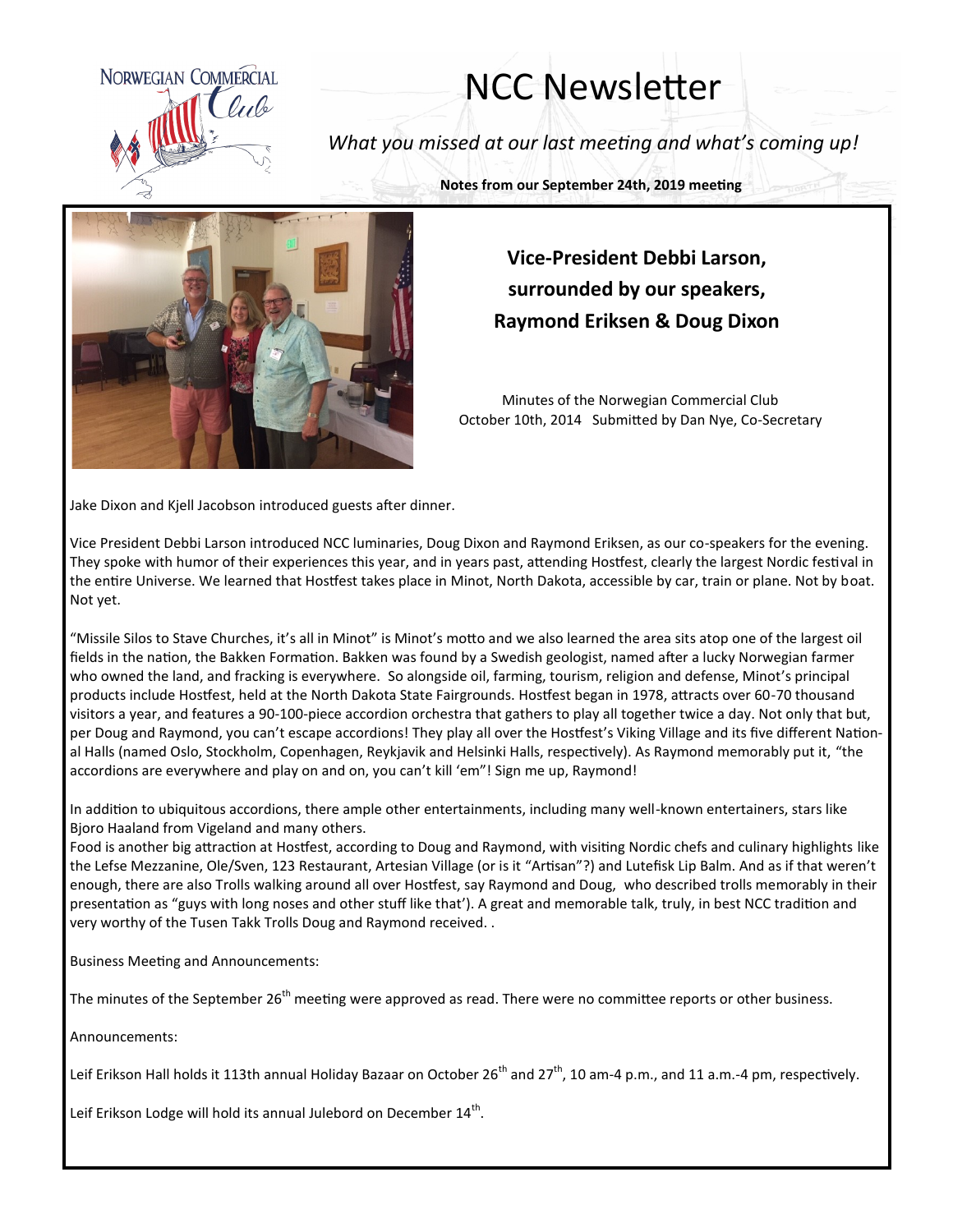NORWEGIAN COMMERCIAL Club

# NCC Newsletter

*What you missed at our last meeting and what's coming up!*

**Notes from our September 24th, 2019 meeting**

**Vice-President Debbi Larson, surrounded by our speakers, Raymond Eriksen & Doug Dixon**

Minutes of the Norwegian Commercial Club
October 10th, 2014 Submitted by Dan Nye, Co-Secretary

Jake Dixon and Kjell Jacobson introduced guests after dinner.

Vice President Debbi Larson introduced NCC luminaries, Doug Dixon and Raymond Eriksen, as our co-speakers for the evening. They spoke with humor of their experiences this year, and in years past, attending Hostfest, clearly the largest Nordic festival in the entire Universe. We learned that Hostfest takes place in Minot, North Dakota, accessible by car, train or plane. Not by boat. Not yet.

"Missile Silos to Stave Churches, it's all in Minot" is Minot's motto and we also learned the area sits atop one of the largest oil fields in the nation, the Bakken Formation. Bakken was found by a Swedish geologist, named after a lucky Norwegian farmer who owned the land, and fracking is everywhere. So alongside oil, farming, tourism, religion and defense, Minot's principal products include Hostfest, held at the North Dakota State Fairgrounds. Hostfest began in 1978, attracts over 60-70 thousand visitors a year, and features a 90-100-piece accordion orchestra that gathers to play all together twice a day. Not only that but, per Doug and Raymond, you can't escape accordions! They play all over the Hostfest's Viking Village and its five different National Halls (named Oslo, Stockholm, Copenhagen, Reykjavik and Helsinki Halls, respectively). As Raymond memorably put it, "the accordions are everywhere and play on and on, you can't kill 'em"! Sign me up, Raymond!

In addition to ubiquitous accordions, there ample other entertainments, including many well-known entertainers, stars like Bjoro Haaland from Vigeland and many others.
Food is another big attraction at Hostfest, according to Doug and Raymond, with visiting Nordic chefs and culinary highlights like the Lefse Mezzanine, Ole/Sven, 123 Restaurant, Artesian Village (or is it "Artisan"?) and Lutefisk Lip Balm. And as if that weren't enough, there are also Trolls walking around all over Hostfest, say Raymond and Doug, who described trolls memorably in their presentation as "guys with long noses and other stuff like that'). A great and memorable talk, truly, in best NCC tradition and very worthy of the Tusen Takk Trolls Doug and Raymond received. .

Business Meeting and Announcements:

The minutes of the September 26th meeting were approved as read. There were no committee reports or other business.

Announcements:

Leif Erikson Hall holds it 113th annual Holiday Bazaar on October 26th and 27th, 10 am-4 p.m., and 11 a.m.-4 pm, respectively.

Leif Erikson Lodge will hold its annual Julebord on December 14th.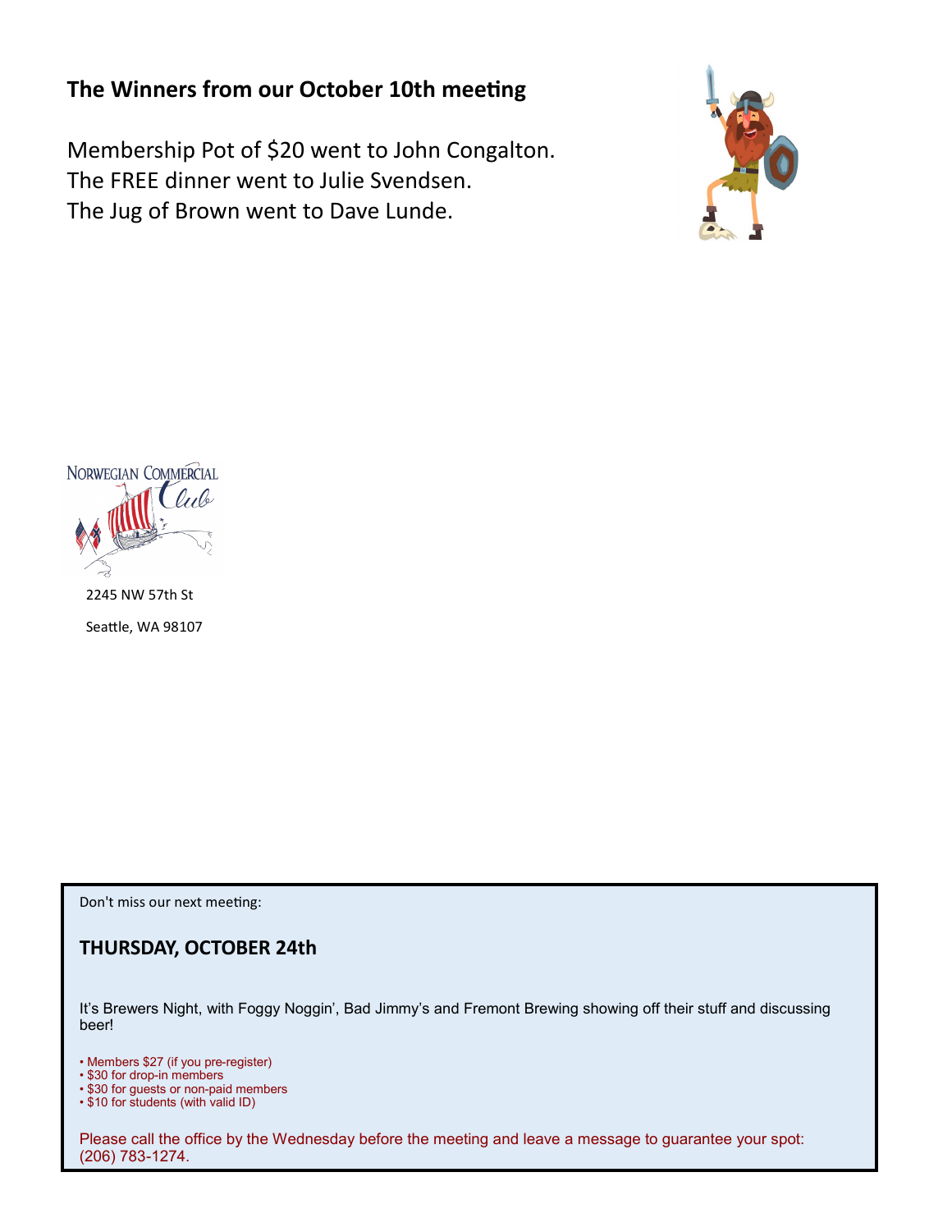## The Winners from our October 10th meeting

Membership Pot of $20 went to John Congalton.
The FREE dinner went to Julie Svendsen.
The Jug of Brown went to Dave Lunde.

Norwegian Commercial Club

2245 NW 57th St

Seattle, WA 98107

Don't miss our next meeting:

**THURSDAY, OCTOBER 24th**

It's Brewers Night, with Foggy Noggin', Bad Jimmy's and Fremont Brewing showing off their stuff and discussing beer!

- Members $27 (if you pre-register)
- $30 for drop-in members
- $30 for guests or non-paid members
- $10 for students (with valid ID)

Please call the office by the Wednesday before the meeting and leave a message to guarantee your spot: (206) 783-1274.